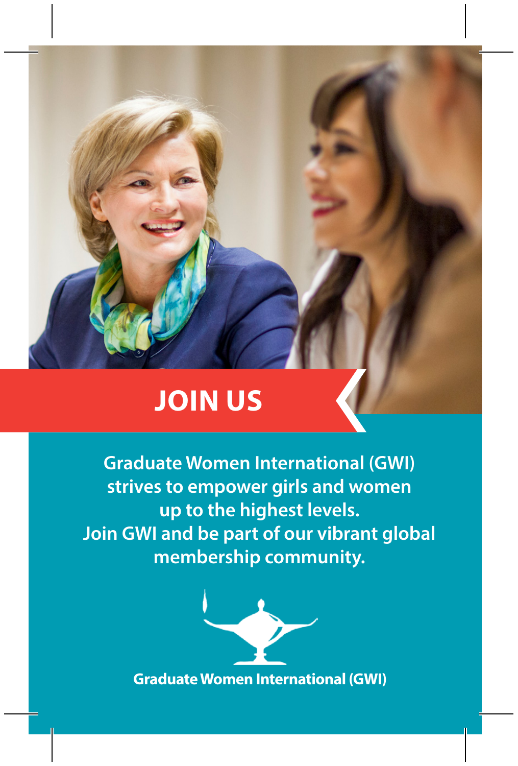# JOIN US

**Graduate Women International (GWI) strives to empower girls and women up to the highest levels. Join GWI and be part of our vibrant global membership community.**

**Graduate Women International (GWI)**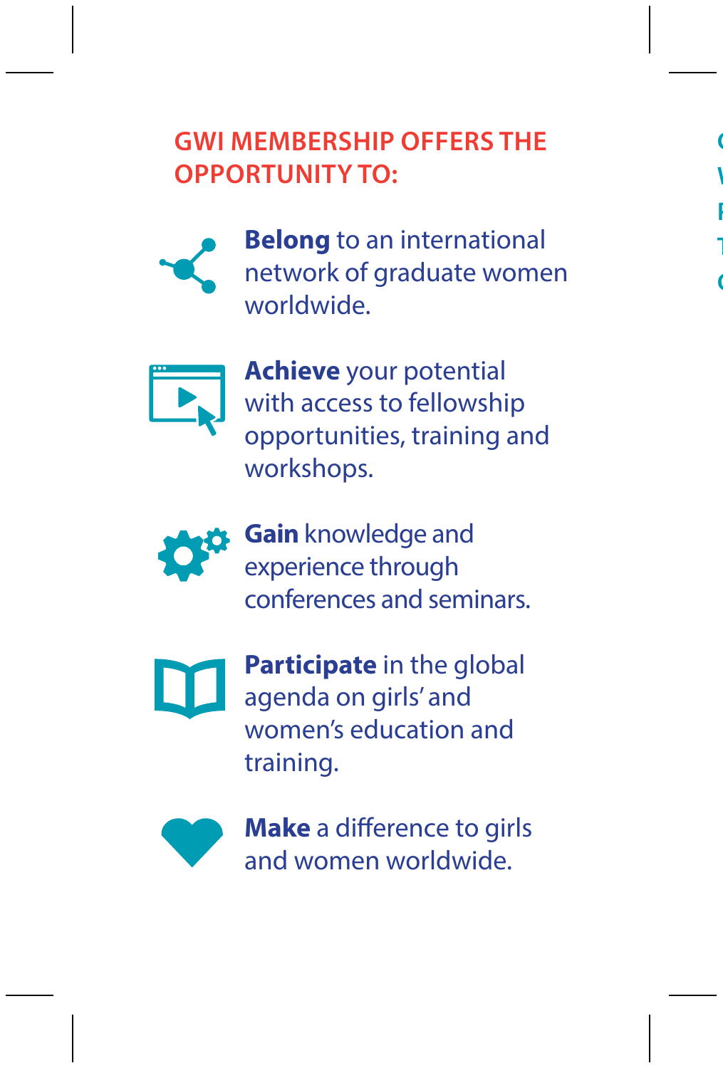## GWI MEMBERSHIP OFFERS THE OPPORTUNITY TO:

- **Belong** to an international network of graduate women worldwide.
- **Achieve** your potential with access to fellowship opportunities, training and workshops.
- **Gain** knowledge and experience through conferences and seminars.
- **Participate** in the global agenda on girls' and women's education and training.
- **Make** a difference to girls and women worldwide.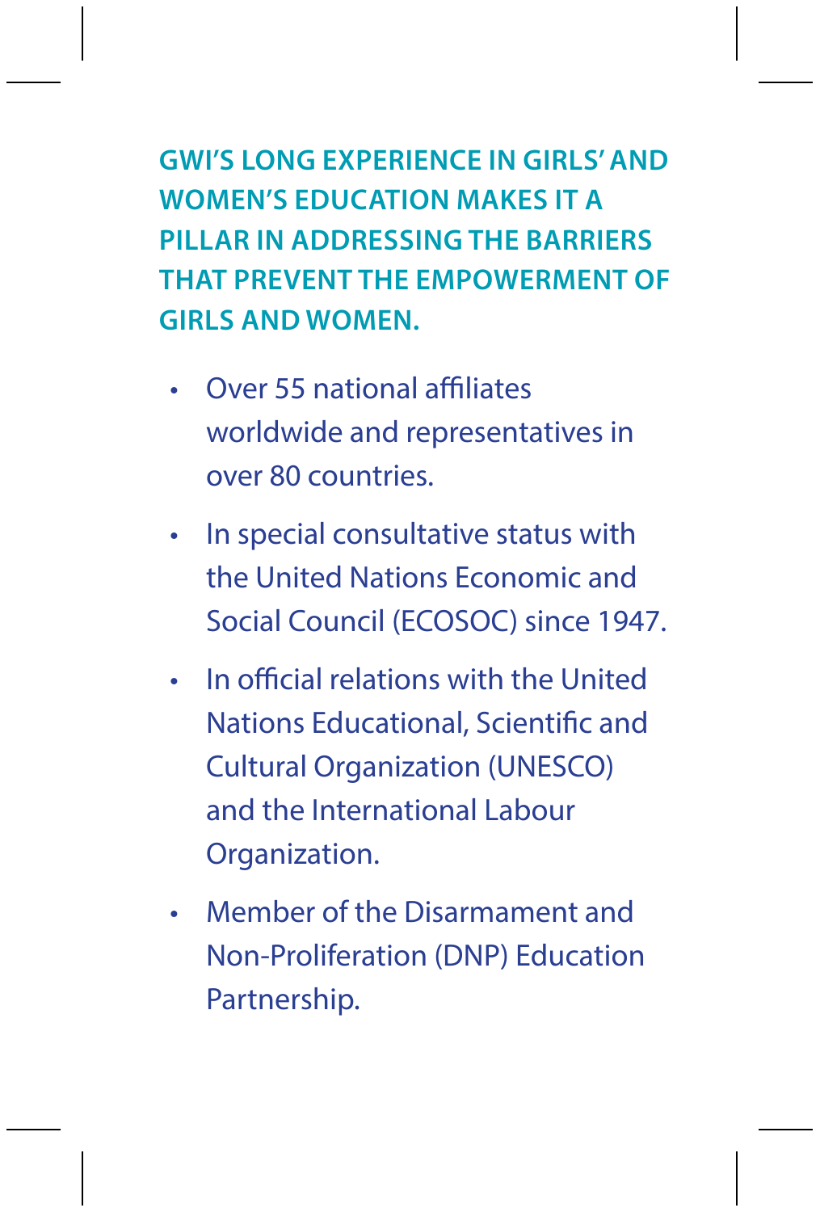**GWI'S LONG EXPERIENCE IN GIRLS' AND WOMEN'S EDUCATION MAKES IT A PILLAR IN ADDRESSING THE BARRIERS THAT PREVENT THE EMPOWERMENT OF GIRLS AND WOMEN.**

- Over 55 national affiliates worldwide and representatives in over 80 countries.
- In special consultative status with the United Nations Economic and Social Council (ECOSOC) since 1947.
- In official relations with the United Nations Educational, Scientific and Cultural Organization (UNESCO) and the International Labour Organization.
- Member of the Disarmament and Non-Proliferation (DNP) Education Partnership.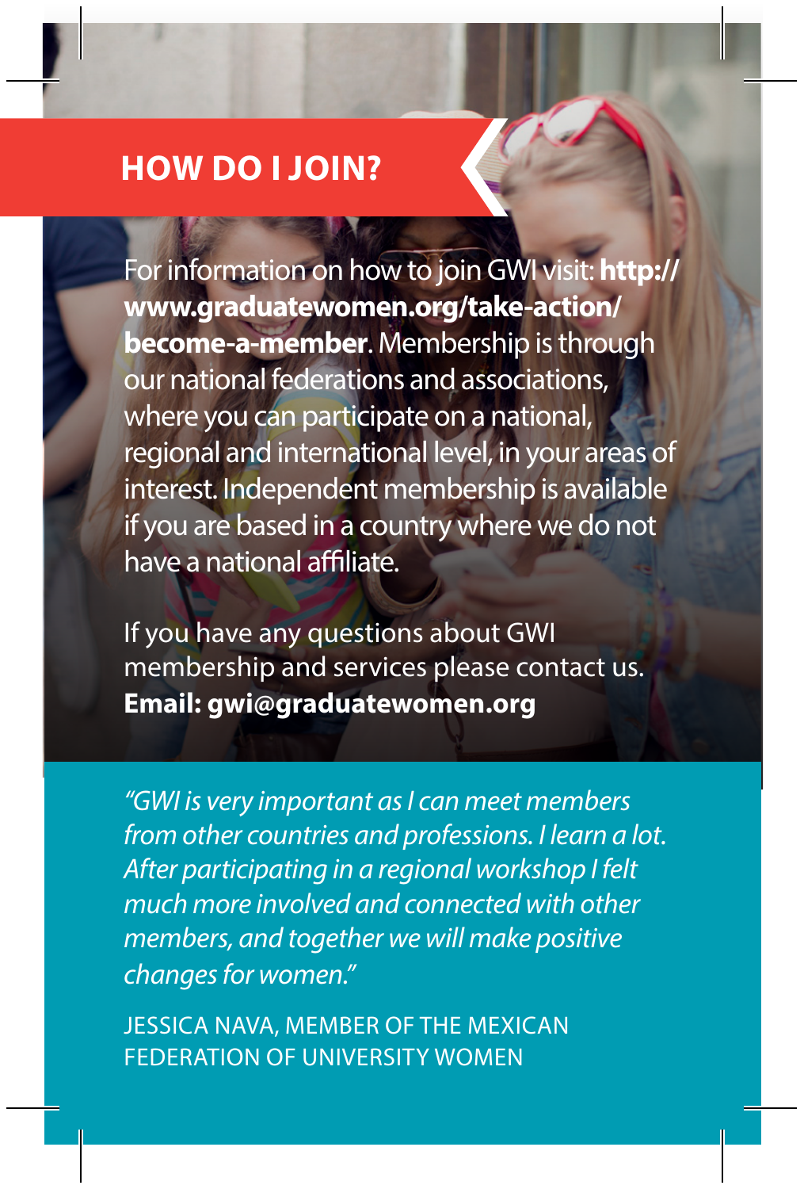## HOW DO I JOIN?

For information on how to join GWI visit: **http://www.graduatewomen.org/take-action/become-a-member**. Membership is through our national federations and associations, where you can participate on a national, regional and international level, in your areas of interest. Independent membership is available if you are based in a country where we do not have a national affiliate.

If you have any questions about GWI membership and services please contact us.
**Email: gwi@graduatewomen.org**

*"GWI is very important as I can meet members from other countries and professions. I learn a lot. After participating in a regional workshop I felt much more involved and connected with other members, and together we will make positive changes for women."*

JESSICA NAVA, MEMBER OF THE MEXICAN FEDERATION OF UNIVERSITY WOMEN